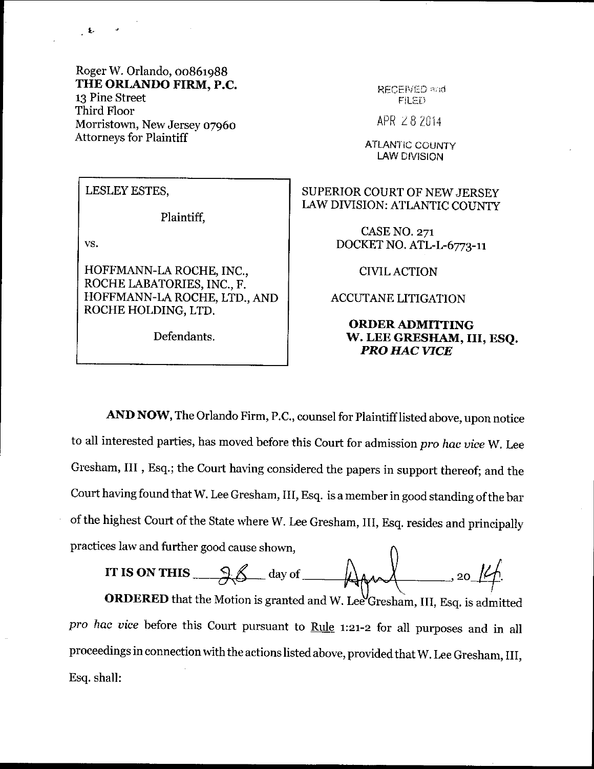Roger W. Orlando, 00861988
**THE ORLANDO FIRM, P.C.**
13 Pine Street
Third Floor
Morristown, New Jersey 07960
Attorneys for Plaintiff

RECEIVED and FILED

APR 28 2014

ATLANTIC COUNTY
LAW DIVISION

| | |
|---|---|
| LESLEY ESTES,<br><br>Plaintiff,<br><br>vs.<br><br>HOFFMANN-LA ROCHE, INC., ROCHE LABATORIES, INC., F. HOFFMANN-LA ROCHE, LTD., AND ROCHE HOLDING, LTD.<br><br>Defendants. | SUPERIOR COURT OF NEW JERSEY<br>LAW DIVISION: ATLANTIC COUNTY<br><br>CASE NO. 271<br>DOCKET NO. ATL-L-6773-11<br><br>CIVIL ACTION<br><br>ACCUTANE LITIGATION<br><br>**ORDER ADMITTING W. LEE GRESHAM, III, ESQ. *PRO HAC VICE*** |

**AND NOW**, The Orlando Firm, P.C., counsel for Plaintiff listed above, upon notice to all interested parties, has moved before this Court for admission *pro hac vice* W. Lee Gresham, III , Esq.; the Court having considered the papers in support thereof; and the Court having found that W. Lee Gresham, III, Esq. is a member in good standing of the bar of the highest Court of the State where W. Lee Gresham, III, Esq. resides and principally practices law and further good cause shown,

**IT IS ON THIS** 28 day of April, 2014.

**ORDERED** that the Motion is granted and W. Lee Gresham, III, Esq. is admitted *pro hac vice* before this Court pursuant to Rule 1:21-2 for all purposes and in all proceedings in connection with the actions listed above, provided that W. Lee Gresham, III, Esq. shall: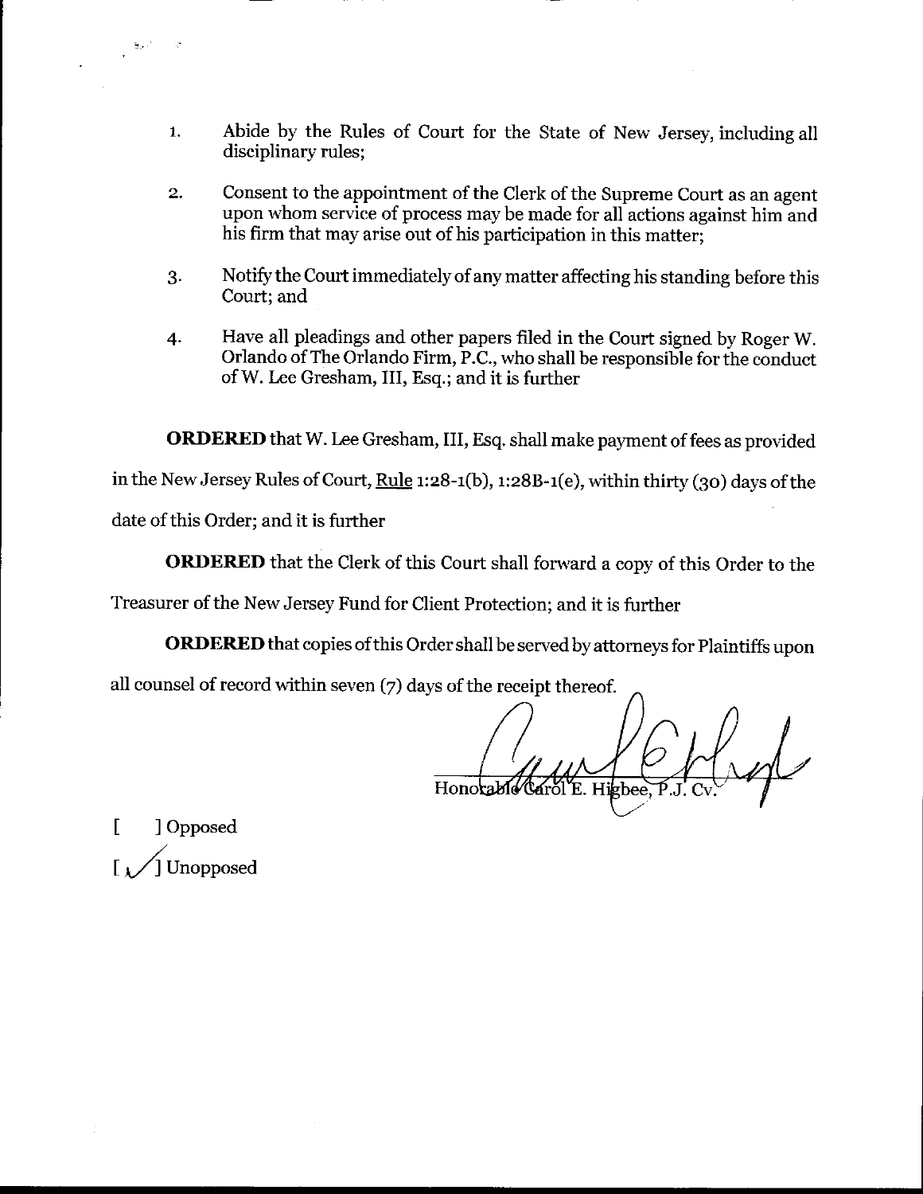1. Abide by the Rules of Court for the State of New Jersey, including all disciplinary rules;

2. Consent to the appointment of the Clerk of the Supreme Court as an agent upon whom service of process may be made for all actions against him and his firm that may arise out of his participation in this matter;

3. Notify the Court immediately of any matter affecting his standing before this Court; and

4. Have all pleadings and other papers filed in the Court signed by Roger W. Orlando of The Orlando Firm, P.C., who shall be responsible for the conduct of W. Lee Gresham, III, Esq.; and it is further

**ORDERED** that W. Lee Gresham, III, Esq. shall make payment of fees as provided in the New Jersey Rules of Court, Rule 1:28-1(b), 1:28B-1(e), within thirty (30) days of the date of this Order; and it is further

**ORDERED** that the Clerk of this Court shall forward a copy of this Order to the Treasurer of the New Jersey Fund for Client Protection; and it is further

**ORDERED** that copies of this Order shall be served by attorneys for Plaintiffs upon all counsel of record within seven (7) days of the receipt thereof.

Honorable Carol E. Higbee, P.J. Cv.

[ ] Opposed

[✓] Unopposed